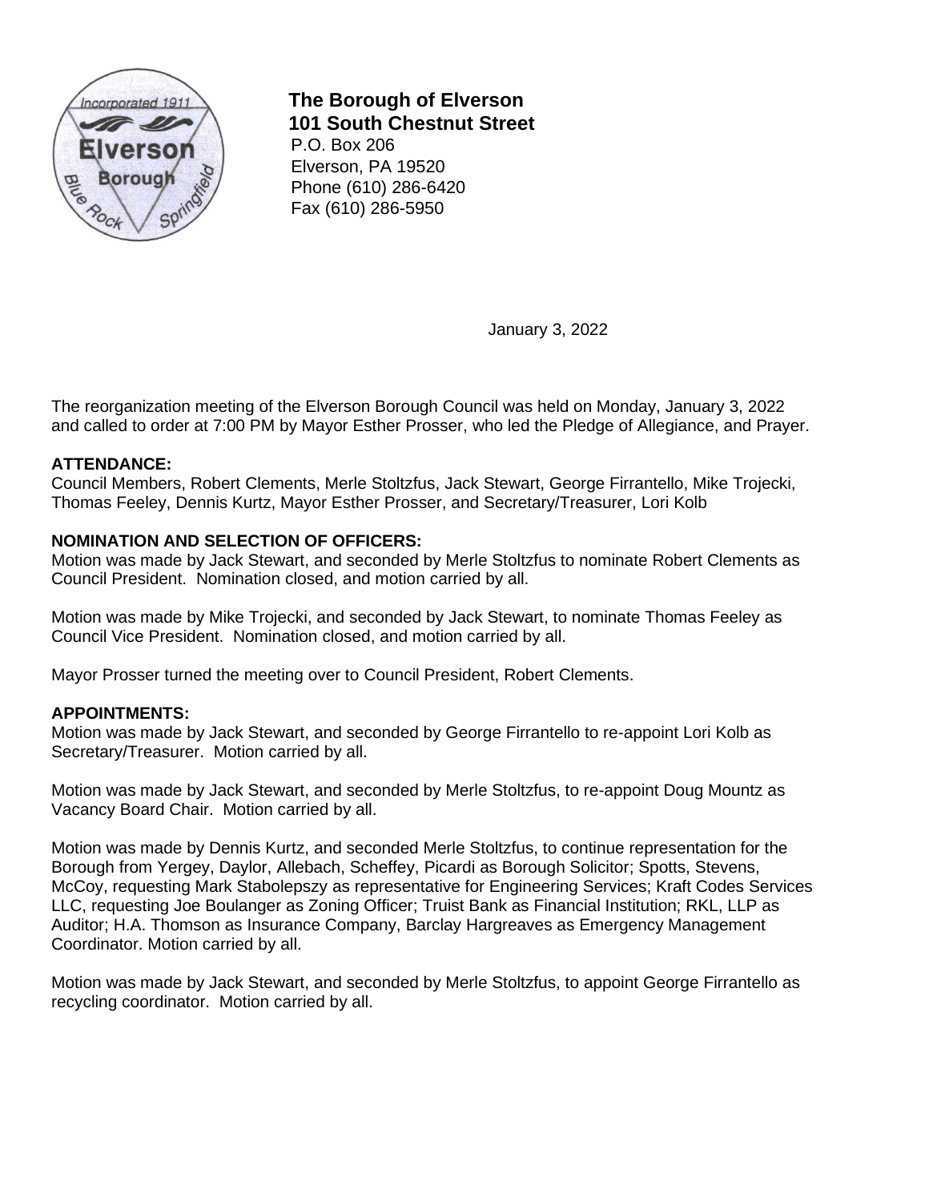**The Borough of Elverson**
**101 South Chestnut Street**
P.O. Box 206
Elverson, PA 19520
Phone (610) 286-6420
Fax (610) 286-5950

January 3, 2022

The reorganization meeting of the Elverson Borough Council was held on Monday, January 3, 2022 and called to order at 7:00 PM by Mayor Esther Prosser, who led the Pledge of Allegiance, and Prayer.

**ATTENDANCE:**
Council Members, Robert Clements, Merle Stoltzfus, Jack Stewart, George Firrantello, Mike Trojecki, Thomas Feeley, Dennis Kurtz, Mayor Esther Prosser, and Secretary/Treasurer, Lori Kolb

**NOMINATION AND SELECTION OF OFFICERS:**
Motion was made by Jack Stewart, and seconded by Merle Stoltzfus to nominate Robert Clements as Council President. Nomination closed, and motion carried by all.

Motion was made by Mike Trojecki, and seconded by Jack Stewart, to nominate Thomas Feeley as Council Vice President. Nomination closed, and motion carried by all.

Mayor Prosser turned the meeting over to Council President, Robert Clements.

**APPOINTMENTS:**
Motion was made by Jack Stewart, and seconded by George Firrantello to re-appoint Lori Kolb as Secretary/Treasurer. Motion carried by all.

Motion was made by Jack Stewart, and seconded by Merle Stoltzfus, to re-appoint Doug Mountz as Vacancy Board Chair. Motion carried by all.

Motion was made by Dennis Kurtz, and seconded Merle Stoltzfus, to continue representation for the Borough from Yergey, Daylor, Allebach, Scheffey, Picardi as Borough Solicitor; Spotts, Stevens, McCoy, requesting Mark Stabolepszy as representative for Engineering Services; Kraft Codes Services LLC, requesting Joe Boulanger as Zoning Officer; Truist Bank as Financial Institution; RKL, LLP as Auditor; H.A. Thomson as Insurance Company, Barclay Hargreaves as Emergency Management Coordinator. Motion carried by all.

Motion was made by Jack Stewart, and seconded by Merle Stoltzfus, to appoint George Firrantello as recycling coordinator. Motion carried by all.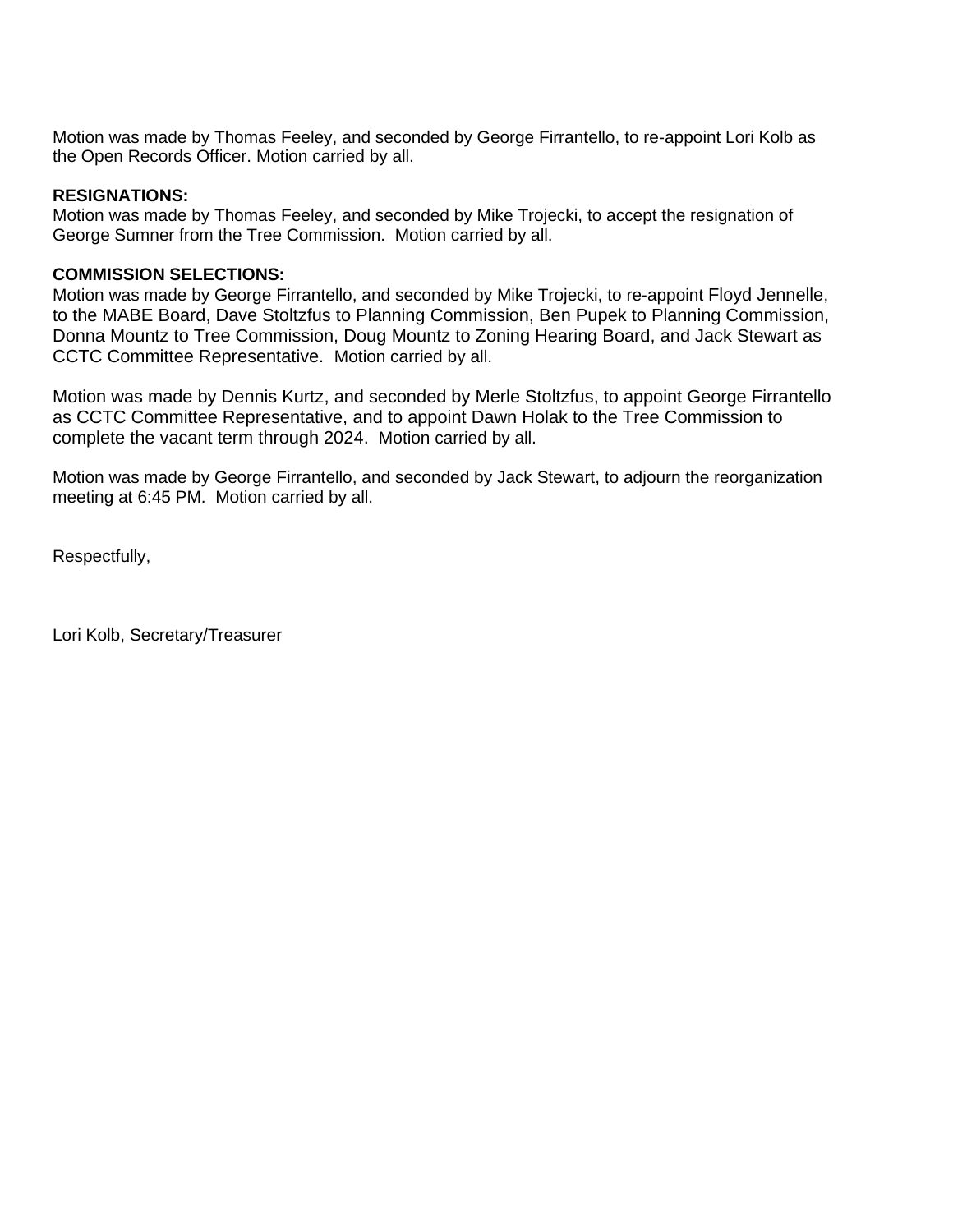Motion was made by Thomas Feeley, and seconded by George Firrantello, to re-appoint Lori Kolb as the Open Records Officer. Motion carried by all.

**RESIGNATIONS:**
Motion was made by Thomas Feeley, and seconded by Mike Trojecki, to accept the resignation of George Sumner from the Tree Commission. Motion carried by all.

**COMMISSION SELECTIONS:**
Motion was made by George Firrantello, and seconded by Mike Trojecki, to re-appoint Floyd Jennelle, to the MABE Board, Dave Stoltzfus to Planning Commission, Ben Pupek to Planning Commission, Donna Mountz to Tree Commission, Doug Mountz to Zoning Hearing Board, and Jack Stewart as CCTC Committee Representative. Motion carried by all.

Motion was made by Dennis Kurtz, and seconded by Merle Stoltzfus, to appoint George Firrantello as CCTC Committee Representative, and to appoint Dawn Holak to the Tree Commission to complete the vacant term through 2024. Motion carried by all.

Motion was made by George Firrantello, and seconded by Jack Stewart, to adjourn the reorganization meeting at 6:45 PM. Motion carried by all.

Respectfully,

Lori Kolb, Secretary/Treasurer